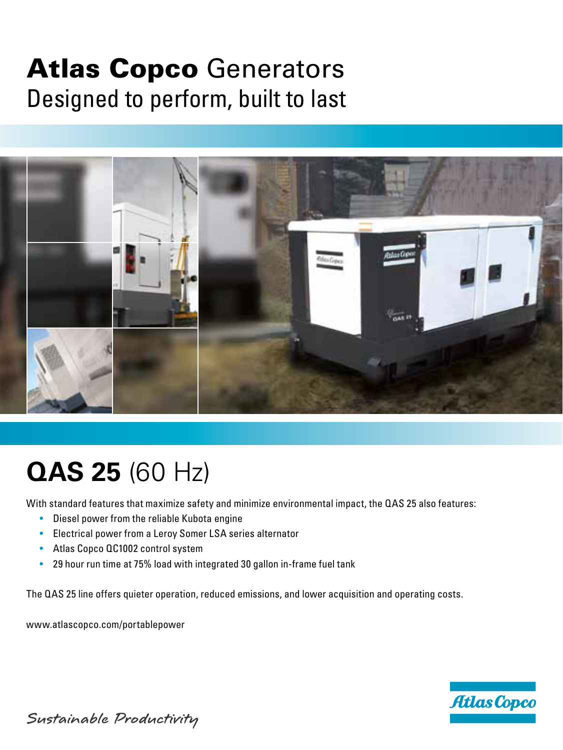# **Atlas Copco** Generators

## Designed to perform, built to last

# **QAS 25** (60 Hz)

With standard features that maximize safety and minimize environmental impact, the QAS 25 also features:

- Diesel power from the reliable Kubota engine
- Electrical power from a Leroy Somer LSA series alternator
- Atlas Copco QC1002 control system
- 29 hour run time at 75% load with integrated 30 gallon in-frame fuel tank

The QAS 25 line offers quieter operation, reduced emissions, and lower acquisition and operating costs.

www.atlascopco.com/portablepower

*Sustainable Productivity*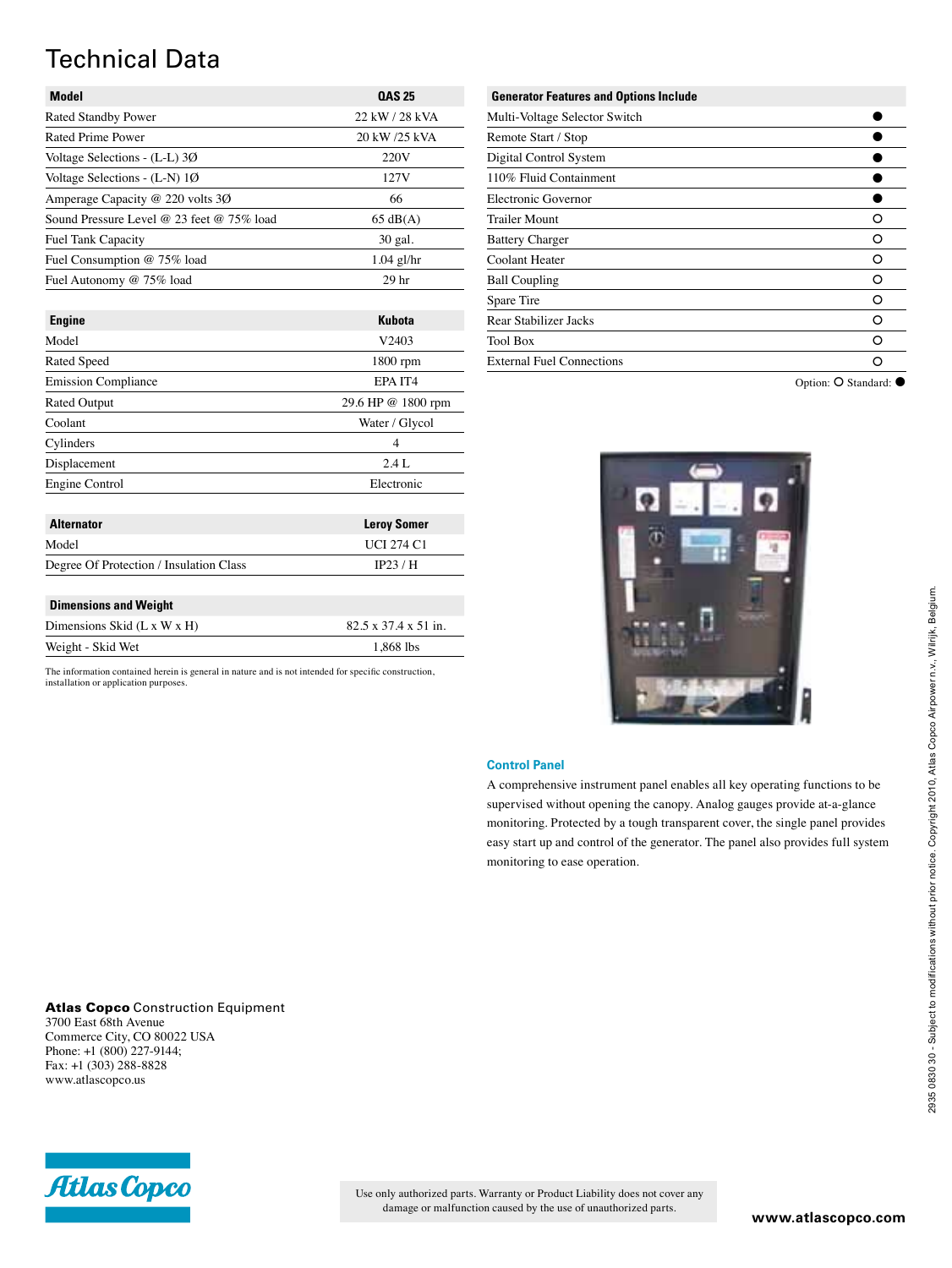# Technical Data

| Model | QAS 25 |
|---|---|
| Rated Standby Power | 22 kW / 28 kVA |
| Rated Prime Power | 20 kW /25 kVA |
| Voltage Selections - (L-L) 3Ø | 220V |
| Voltage Selections - (L-N) 1Ø | 127V |
| Amperage Capacity @ 220 volts 3Ø | 66 |
| Sound Pressure Level @ 23 feet @ 75% load | 65 dB(A) |
| Fuel Tank Capacity | 30 gal. |
| Fuel Consumption @ 75% load | 1.04 gl/hr |
| Fuel Autonomy @ 75% load | 29 hr |

| Engine | Kubota |
|---|---|
| Model | V2403 |
| Rated Speed | 1800 rpm |
| Emission Compliance | EPA IT4 |
| Rated Output | 29.6 HP @ 1800 rpm |
| Coolant | Water / Glycol |
| Cylinders | 4 |
| Displacement | 2.4 L |
| Engine Control | Electronic |

| Alternator | Leroy Somer |
|---|---|
| Model | UCI 274 C1 |
| Degree Of Protection / Insulation Class | IP23 / H |

| Dimensions and Weight | |
|---|---|
| Dimensions Skid (L x W x H) | 82.5 x 37.4 x 51 in. |
| Weight - Skid Wet | 1,868 lbs |

The information contained herein is general in nature and is not intended for specific construction, installation or application purposes.

| Generator Features and Options Include | |
|---|---|
| Multi-Voltage Selector Switch | ● |
| Remote Start / Stop | ● |
| Digital Control System | ● |
| 110% Fluid Containment | ● |
| Electronic Governor | ● |
| Trailer Mount | ○ |
| Battery Charger | ○ |
| Coolant Heater | ○ |
| Ball Coupling | ○ |
| Spare Tire | ○ |
| Rear Stabilizer Jacks | ○ |
| Tool Box | ○ |
| External Fuel Connections | ○ |

Option: ○ Standard: ●

### Control Panel

A comprehensive instrument panel enables all key operating functions to be supervised without opening the canopy. Analog gauges provide at-a-glance monitoring. Protected by a tough transparent cover, the single panel provides easy start up and control of the generator. The panel also provides full system monitoring to ease operation.

**Atlas Copco** Construction Equipment
3700 East 68th Avenue
Commerce City, CO 80022 USA
Phone: +1 (800) 227-9144;
Fax: +1 (303) 288-8828
www.atlascopco.us

2935 0830 30 - Subject to modifications without prior notice. Copyright 2010, Atlas Copco Airpower n.v., Wilrijk, Belgium.

Use only authorized parts. Warranty or Product Liability does not cover any damage or malfunction caused by the use of unauthorized parts.

www.atlascopco.com